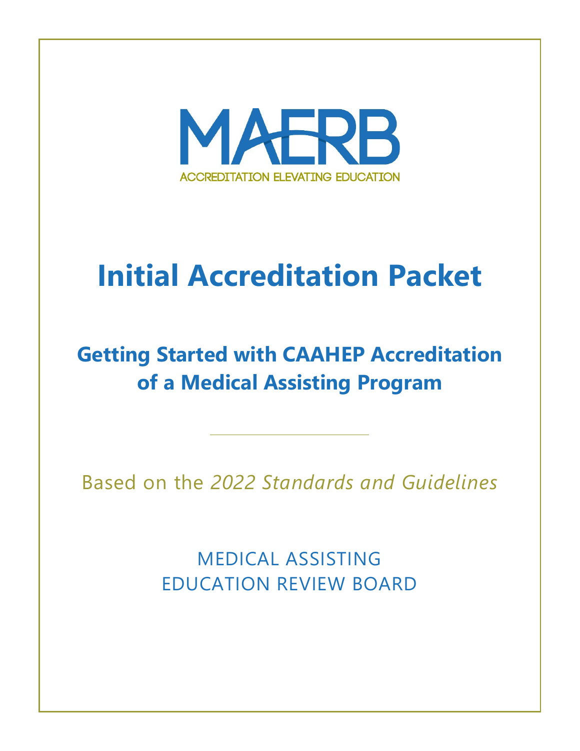MAERB

ACCREDITATION ELEVATING EDUCATION

# Initial Accreditation Packet

## Getting Started with CAAHEP Accreditation of a Medical Assisting Program

Based on the *2022 Standards and Guidelines*

MEDICAL ASSISTING
EDUCATION REVIEW BOARD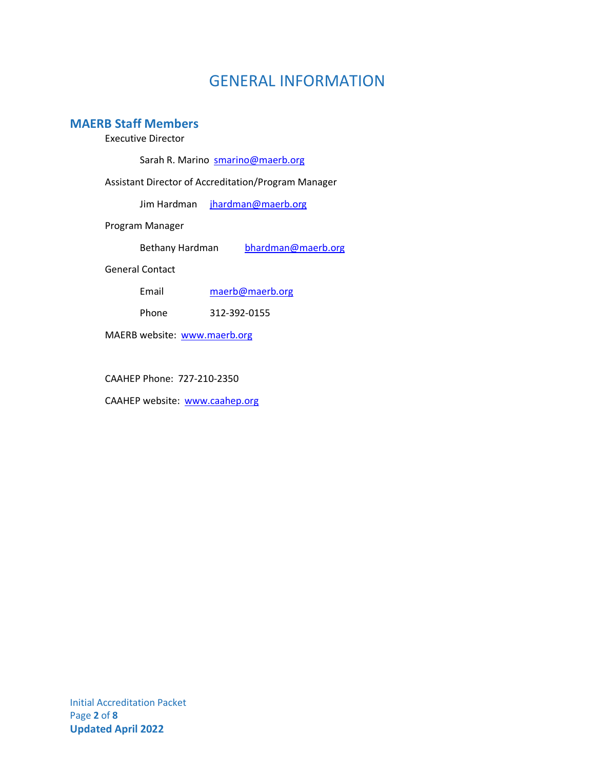# GENERAL INFORMATION

## MAERB Staff Members

Executive Director

Sarah R. Marino smarino@maerb.org

Assistant Director of Accreditation/Program Manager

Jim Hardman jhardman@maerb.org

Program Manager

Bethany Hardman bhardman@maerb.org

General Contact

Email maerb@maerb.org

Phone 312-392-0155

MAERB website: www.maerb.org

CAAHEP Phone: 727-210-2350

CAAHEP website: www.caahep.org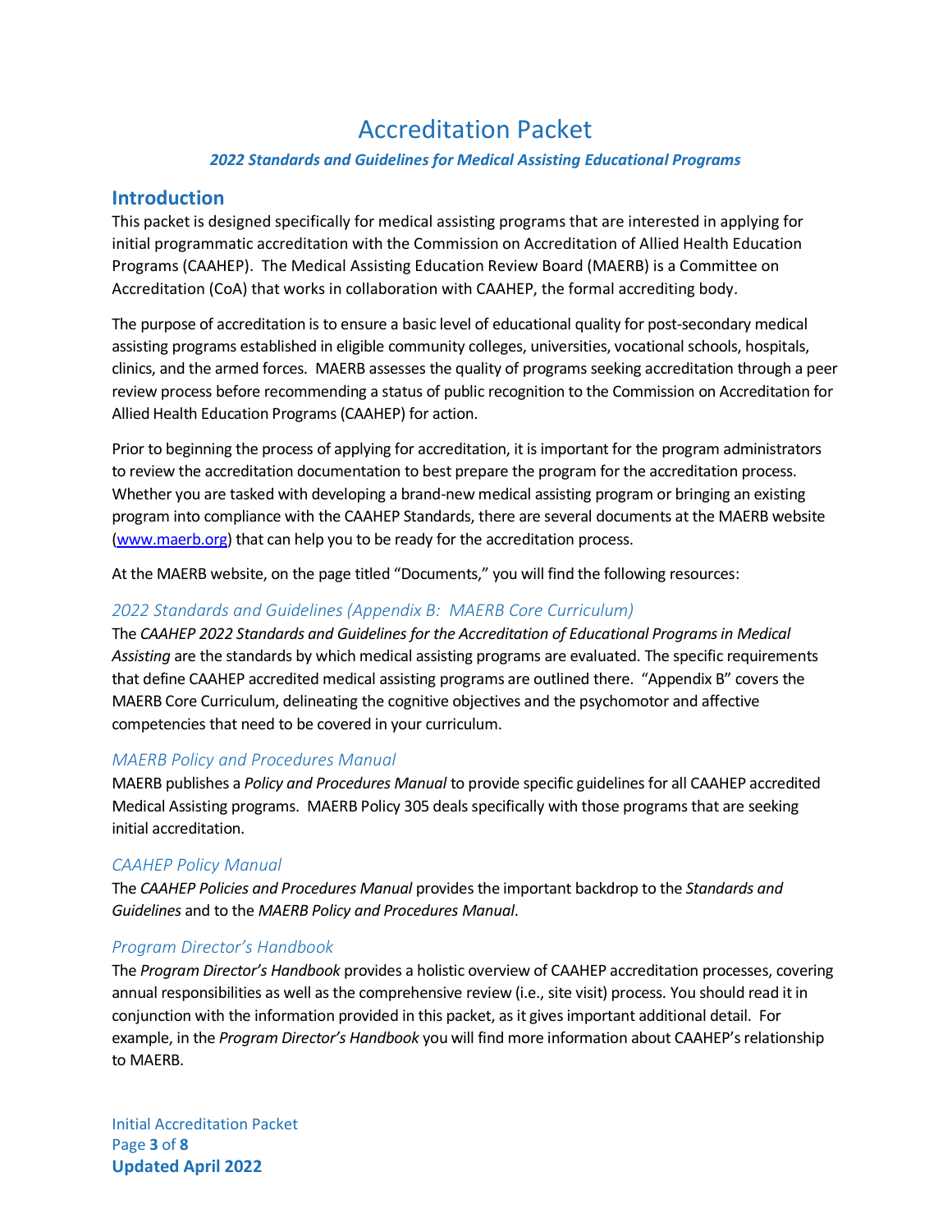# Accreditation Packet

***2022 Standards and Guidelines for Medical Assisting Educational Programs***

## Introduction

This packet is designed specifically for medical assisting programs that are interested in applying for initial programmatic accreditation with the Commission on Accreditation of Allied Health Education Programs (CAAHEP). The Medical Assisting Education Review Board (MAERB) is a Committee on Accreditation (CoA) that works in collaboration with CAAHEP, the formal accrediting body.

The purpose of accreditation is to ensure a basic level of educational quality for post-secondary medical assisting programs established in eligible community colleges, universities, vocational schools, hospitals, clinics, and the armed forces. MAERB assesses the quality of programs seeking accreditation through a peer review process before recommending a status of public recognition to the Commission on Accreditation for Allied Health Education Programs (CAAHEP) for action.

Prior to beginning the process of applying for accreditation, it is important for the program administrators to review the accreditation documentation to best prepare the program for the accreditation process. Whether you are tasked with developing a brand-new medical assisting program or bringing an existing program into compliance with the CAAHEP Standards, there are several documents at the MAERB website (www.maerb.org) that can help you to be ready for the accreditation process.

At the MAERB website, on the page titled "Documents," you will find the following resources:

### *2022 Standards and Guidelines (Appendix B: MAERB Core Curriculum)*

The *CAAHEP 2022 Standards and Guidelines for the Accreditation of Educational Programs in Medical Assisting* are the standards by which medical assisting programs are evaluated. The specific requirements that define CAAHEP accredited medical assisting programs are outlined there. "Appendix B" covers the MAERB Core Curriculum, delineating the cognitive objectives and the psychomotor and affective competencies that need to be covered in your curriculum.

### *MAERB Policy and Procedures Manual*

MAERB publishes a *Policy and Procedures Manual* to provide specific guidelines for all CAAHEP accredited Medical Assisting programs. MAERB Policy 305 deals specifically with those programs that are seeking initial accreditation.

### *CAAHEP Policy Manual*

The *CAAHEP Policies and Procedures Manual* provides the important backdrop to the *Standards and Guidelines* and to the *MAERB Policy and Procedures Manual*.

### *Program Director's Handbook*

The *Program Director's Handbook* provides a holistic overview of CAAHEP accreditation processes, covering annual responsibilities as well as the comprehensive review (i.e., site visit) process. You should read it in conjunction with the information provided in this packet, as it gives important additional detail. For example, in the *Program Director's Handbook* you will find more information about CAAHEP's relationship to MAERB.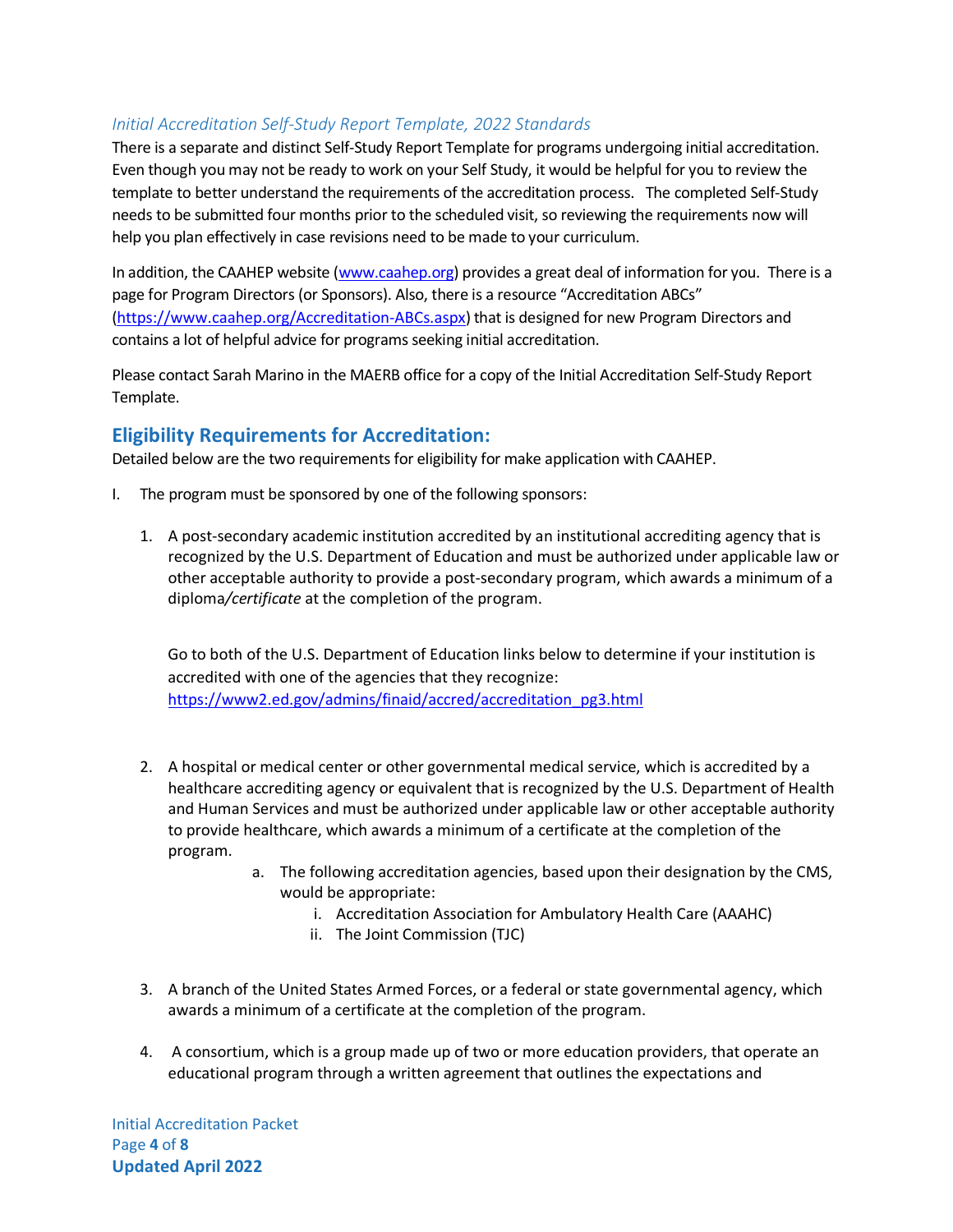*Initial Accreditation Self-Study Report Template, 2022 Standards*

There is a separate and distinct Self-Study Report Template for programs undergoing initial accreditation. Even though you may not be ready to work on your Self Study, it would be helpful for you to review the template to better understand the requirements of the accreditation process. The completed Self-Study needs to be submitted four months prior to the scheduled visit, so reviewing the requirements now will help you plan effectively in case revisions need to be made to your curriculum.

In addition, the CAAHEP website ([www.caahep.org](http://www.caahep.org)) provides a great deal of information for you. There is a page for Program Directors (or Sponsors). Also, there is a resource "Accreditation ABCs" ([https://www.caahep.org/Accreditation-ABCs.aspx](https://www.caahep.org/Accreditation-ABCs.aspx)) that is designed for new Program Directors and contains a lot of helpful advice for programs seeking initial accreditation.

Please contact Sarah Marino in the MAERB office for a copy of the Initial Accreditation Self-Study Report Template.

## Eligibility Requirements for Accreditation:

Detailed below are the two requirements for eligibility for make application with CAAHEP.

I. The program must be sponsored by one of the following sponsors:

1. A post-secondary academic institution accredited by an institutional accrediting agency that is recognized by the U.S. Department of Education and must be authorized under applicable law or other acceptable authority to provide a post-secondary program, which awards a minimum of a diploma*/certificate* at the completion of the program.

   Go to both of the U.S. Department of Education links below to determine if your institution is accredited with one of the agencies that they recognize:
   [https://www2.ed.gov/admins/finaid/accred/accreditation_pg3.html](https://www2.ed.gov/admins/finaid/accred/accreditation_pg3.html)

2. A hospital or medical center or other governmental medical service, which is accredited by a healthcare accrediting agency or equivalent that is recognized by the U.S. Department of Health and Human Services and must be authorized under applicable law or other acceptable authority to provide healthcare, which awards a minimum of a certificate at the completion of the program.
   a. The following accreditation agencies, based upon their designation by the CMS, would be appropriate:
      i. Accreditation Association for Ambulatory Health Care (AAAHC)
      ii. The Joint Commission (TJC)

3. A branch of the United States Armed Forces, or a federal or state governmental agency, which awards a minimum of a certificate at the completion of the program.

4. A consortium, which is a group made up of two or more education providers, that operate an educational program through a written agreement that outlines the expectations and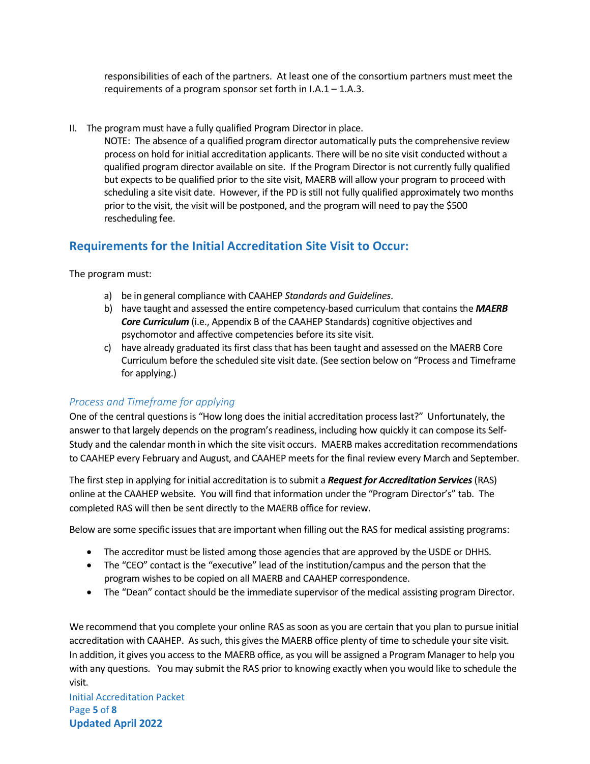responsibilities of each of the partners. At least one of the consortium partners must meet the requirements of a program sponsor set forth in I.A.1 – 1.A.3.

II. The program must have a fully qualified Program Director in place.

NOTE: The absence of a qualified program director automatically puts the comprehensive review process on hold for initial accreditation applicants. There will be no site visit conducted without a qualified program director available on site. If the Program Director is not currently fully qualified but expects to be qualified prior to the site visit, MAERB will allow your program to proceed with scheduling a site visit date. However, if the PD is still not fully qualified approximately two months prior to the visit, the visit will be postponed, and the program will need to pay the $500 rescheduling fee.

## Requirements for the Initial Accreditation Site Visit to Occur:

The program must:

a) be in general compliance with CAAHEP *Standards and Guidelines*.
b) have taught and assessed the entire competency-based curriculum that contains the ***MAERB Core Curriculum*** (i.e., Appendix B of the CAAHEP Standards) cognitive objectives and psychomotor and affective competencies before its site visit.
c) have already graduated its first class that has been taught and assessed on the MAERB Core Curriculum before the scheduled site visit date. (See section below on "Process and Timeframe for applying.)

### *Process and Timeframe for applying*

One of the central questions is "How long does the initial accreditation process last?" Unfortunately, the answer to that largely depends on the program's readiness, including how quickly it can compose its Self-Study and the calendar month in which the site visit occurs. MAERB makes accreditation recommendations to CAAHEP every February and August, and CAAHEP meets for the final review every March and September.

The first step in applying for initial accreditation is to submit a ***Request for Accreditation Services*** (RAS) online at the CAAHEP website. You will find that information under the "Program Director's" tab. The completed RAS will then be sent directly to the MAERB office for review.

Below are some specific issues that are important when filling out the RAS for medical assisting programs:

- The accreditor must be listed among those agencies that are approved by the USDE or DHHS.
- The "CEO" contact is the "executive" lead of the institution/campus and the person that the program wishes to be copied on all MAERB and CAAHEP correspondence.
- The "Dean" contact should be the immediate supervisor of the medical assisting program Director.

We recommend that you complete your online RAS as soon as you are certain that you plan to pursue initial accreditation with CAAHEP. As such, this gives the MAERB office plenty of time to schedule your site visit. In addition, it gives you access to the MAERB office, as you will be assigned a Program Manager to help you with any questions. You may submit the RAS prior to knowing exactly when you would like to schedule the visit.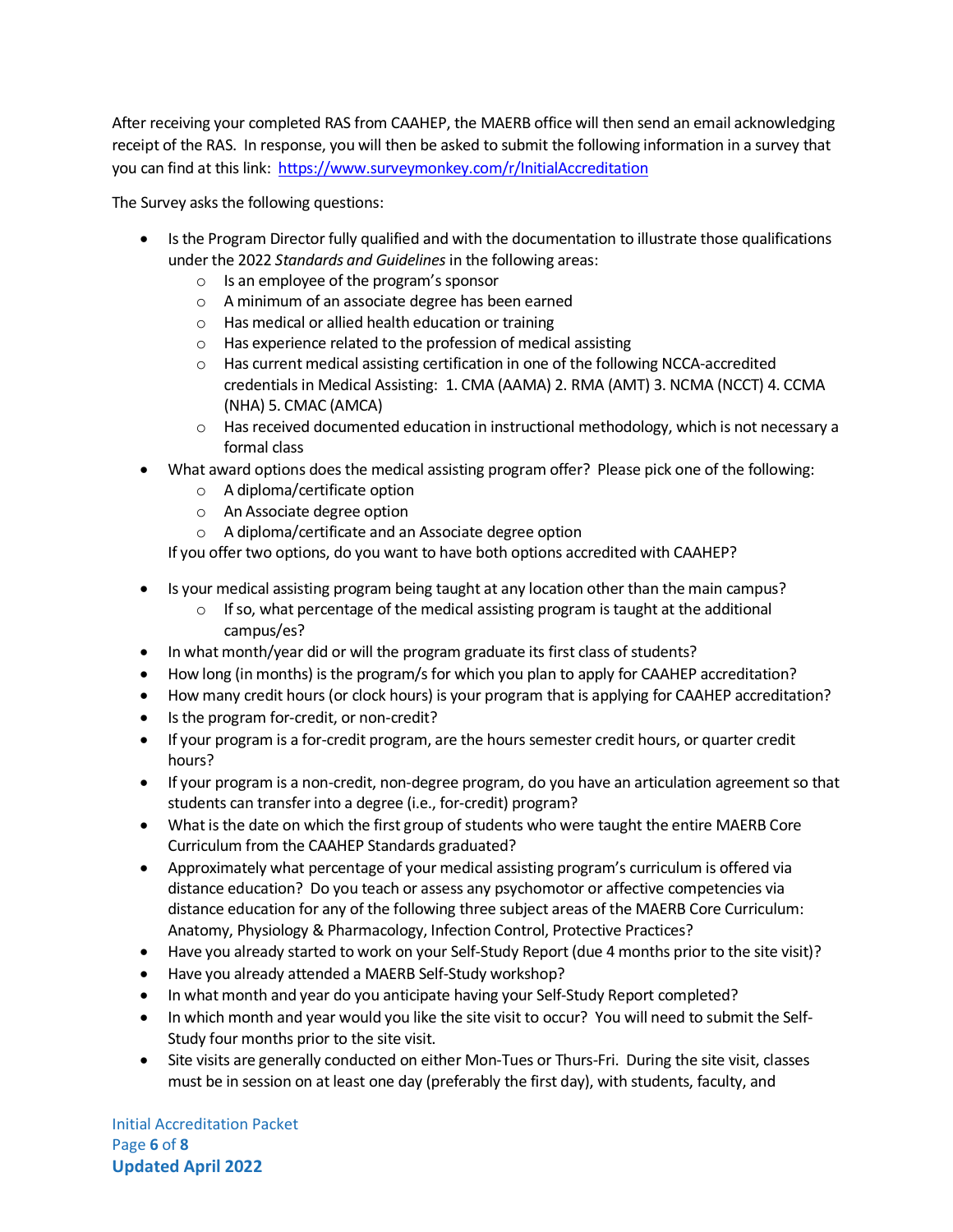After receiving your completed RAS from CAAHEP, the MAERB office will then send an email acknowledging receipt of the RAS. In response, you will then be asked to submit the following information in a survey that you can find at this link: [https://www.surveymonkey.com/r/InitialAccreditation](https://www.surveymonkey.com/r/InitialAccreditation)

The Survey asks the following questions:

- Is the Program Director fully qualified and with the documentation to illustrate those qualifications under the 2022 *Standards and Guidelines* in the following areas:
    - Is an employee of the program's sponsor
    - A minimum of an associate degree has been earned
    - Has medical or allied health education or training
    - Has experience related to the profession of medical assisting
    - Has current medical assisting certification in one of the following NCCA-accredited credentials in Medical Assisting: 1. CMA (AAMA) 2. RMA (AMT) 3. NCMA (NCCT) 4. CCMA (NHA) 5. CMAC (AMCA)
    - Has received documented education in instructional methodology, which is not necessary a formal class
- What award options does the medical assisting program offer? Please pick one of the following:
    - A diploma/certificate option
    - An Associate degree option
    - A diploma/certificate and an Associate degree option

  If you offer two options, do you want to have both options accredited with CAAHEP?
- Is your medical assisting program being taught at any location other than the main campus?
    - If so, what percentage of the medical assisting program is taught at the additional campus/es?
- In what month/year did or will the program graduate its first class of students?
- How long (in months) is the program/s for which you plan to apply for CAAHEP accreditation?
- How many credit hours (or clock hours) is your program that is applying for CAAHEP accreditation?
- Is the program for-credit, or non-credit?
- If your program is a for-credit program, are the hours semester credit hours, or quarter credit hours?
- If your program is a non-credit, non-degree program, do you have an articulation agreement so that students can transfer into a degree (i.e., for-credit) program?
- What is the date on which the first group of students who were taught the entire MAERB Core Curriculum from the CAAHEP Standards graduated?
- Approximately what percentage of your medical assisting program's curriculum is offered via distance education? Do you teach or assess any psychomotor or affective competencies via distance education for any of the following three subject areas of the MAERB Core Curriculum: Anatomy, Physiology & Pharmacology, Infection Control, Protective Practices?
- Have you already started to work on your Self-Study Report (due 4 months prior to the site visit)?
- Have you already attended a MAERB Self-Study workshop?
- In what month and year do you anticipate having your Self-Study Report completed?
- In which month and year would you like the site visit to occur? You will need to submit the Self-Study four months prior to the site visit.
- Site visits are generally conducted on either Mon-Tues or Thurs-Fri. During the site visit, classes must be in session on at least one day (preferably the first day), with students, faculty, and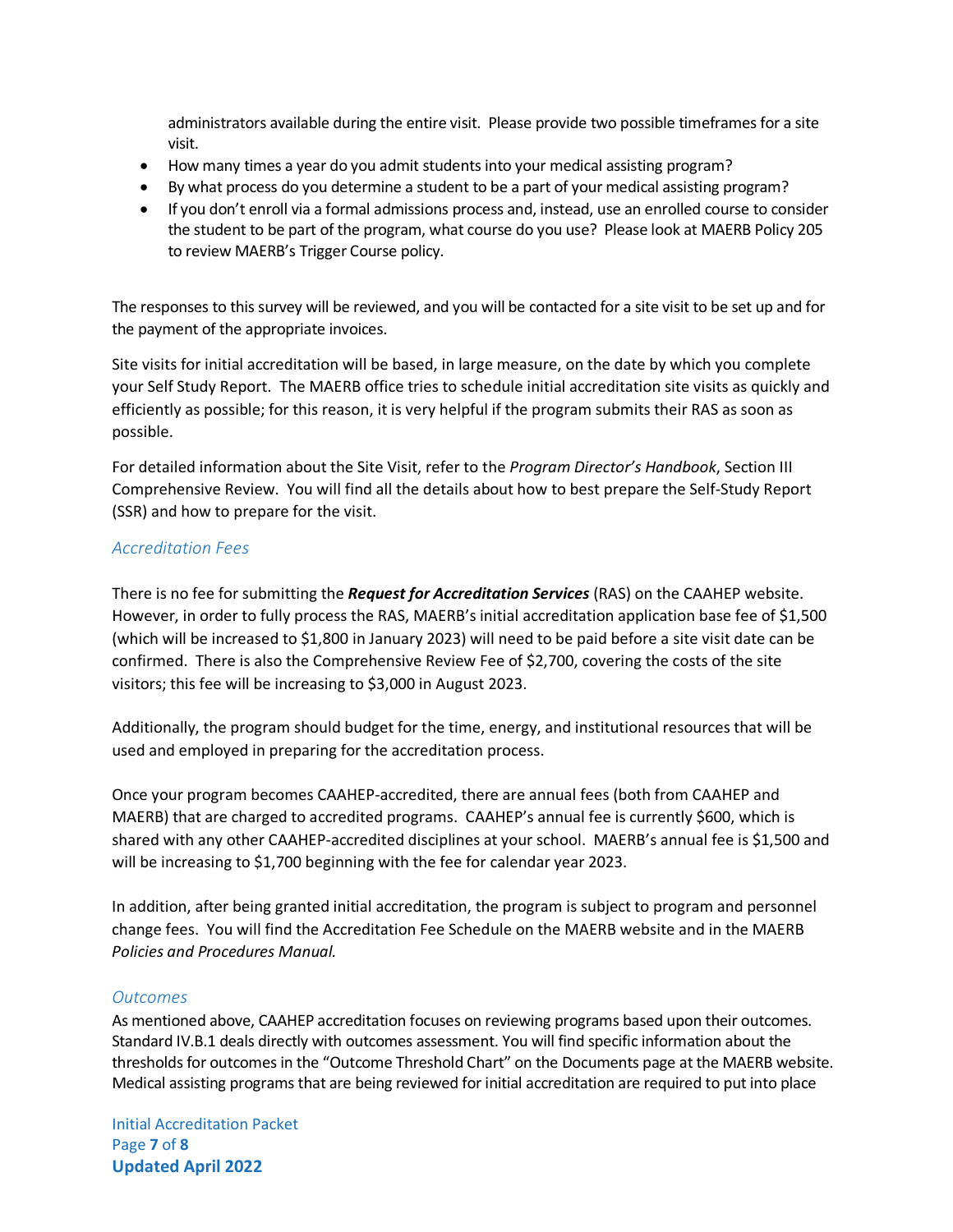administrators available during the entire visit. Please provide two possible timeframes for a site visit.

- How many times a year do you admit students into your medical assisting program?
- By what process do you determine a student to be a part of your medical assisting program?
- If you don't enroll via a formal admissions process and, instead, use an enrolled course to consider the student to be part of the program, what course do you use? Please look at MAERB Policy 205 to review MAERB's Trigger Course policy.

The responses to this survey will be reviewed, and you will be contacted for a site visit to be set up and for the payment of the appropriate invoices.

Site visits for initial accreditation will be based, in large measure, on the date by which you complete your Self Study Report. The MAERB office tries to schedule initial accreditation site visits as quickly and efficiently as possible; for this reason, it is very helpful if the program submits their RAS as soon as possible.

For detailed information about the Site Visit, refer to the *Program Director's Handbook*, Section III Comprehensive Review. You will find all the details about how to best prepare the Self-Study Report (SSR) and how to prepare for the visit.

### *Accreditation Fees*

There is no fee for submitting the ***Request for Accreditation Services*** (RAS) on the CAAHEP website. However, in order to fully process the RAS, MAERB's initial accreditation application base fee of $1,500 (which will be increased to $1,800 in January 2023) will need to be paid before a site visit date can be confirmed. There is also the Comprehensive Review Fee of $2,700, covering the costs of the site visitors; this fee will be increasing to $3,000 in August 2023.

Additionally, the program should budget for the time, energy, and institutional resources that will be used and employed in preparing for the accreditation process.

Once your program becomes CAAHEP-accredited, there are annual fees (both from CAAHEP and MAERB) that are charged to accredited programs. CAAHEP's annual fee is currently $600, which is shared with any other CAAHEP-accredited disciplines at your school. MAERB's annual fee is $1,500 and will be increasing to $1,700 beginning with the fee for calendar year 2023.

In addition, after being granted initial accreditation, the program is subject to program and personnel change fees. You will find the Accreditation Fee Schedule on the MAERB website and in the MAERB *Policies and Procedures Manual.*

### *Outcomes*

As mentioned above, CAAHEP accreditation focuses on reviewing programs based upon their outcomes. Standard IV.B.1 deals directly with outcomes assessment. You will find specific information about the thresholds for outcomes in the "Outcome Threshold Chart" on the Documents page at the MAERB website. Medical assisting programs that are being reviewed for initial accreditation are required to put into place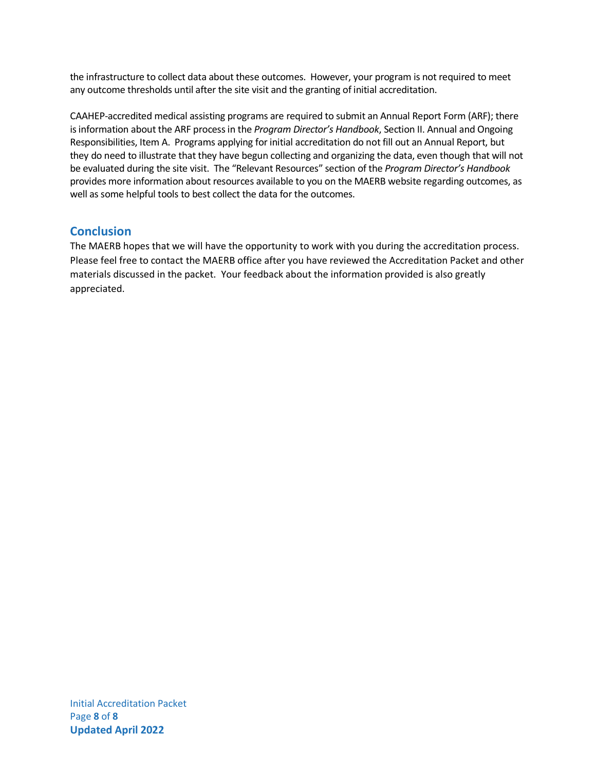the infrastructure to collect data about these outcomes. However, your program is not required to meet any outcome thresholds until after the site visit and the granting of initial accreditation.

CAAHEP-accredited medical assisting programs are required to submit an Annual Report Form (ARF); there is information about the ARF process in the *Program Director's Handbook*, Section II. Annual and Ongoing Responsibilities, Item A. Programs applying for initial accreditation do not fill out an Annual Report, but they do need to illustrate that they have begun collecting and organizing the data, even though that will not be evaluated during the site visit. The "Relevant Resources" section of the *Program Director's Handbook* provides more information about resources available to you on the MAERB website regarding outcomes, as well as some helpful tools to best collect the data for the outcomes.

## Conclusion

The MAERB hopes that we will have the opportunity to work with you during the accreditation process. Please feel free to contact the MAERB office after you have reviewed the Accreditation Packet and other materials discussed in the packet. Your feedback about the information provided is also greatly appreciated.